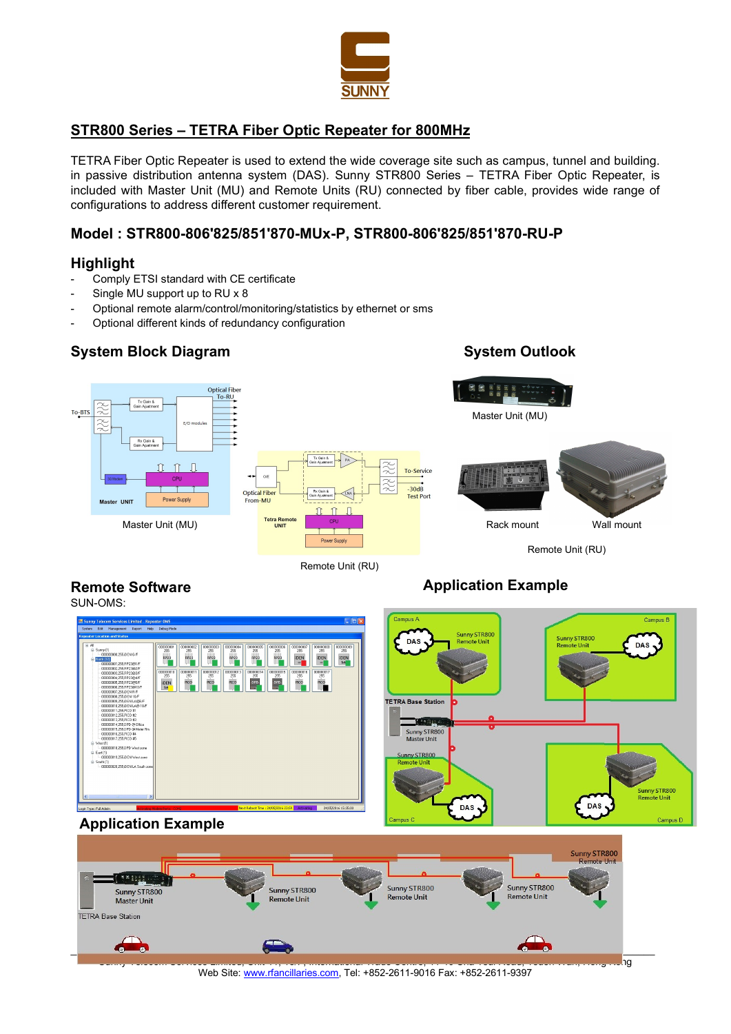# STR800 Series – TETRA Fiber Optic Repeater for 800MHz

TETRA Fiber Optic Repeater is used to extend the wide coverage site such as campus, tunnel and building. in passive distribution antenna system (DAS). Sunny STR800 Series – TETRA Fiber Optic Repeater, is included with Master Unit (MU) and Remote Units (RU) connected by fiber cable, provides wide range of configurations to address different customer requirement.

## Model : STR800-806'825/851'870-MUx-P, STR800-806'825/851'870-RU-P

## Highlight

- Comply ETSI standard with CE certificate
- Single MU support up to RU x 8
- Optional remote alarm/control/monitoring/statistics by ethernet or sms
- Optional different kinds of redundancy configuration

## System Block Diagram

Master Unit (MU)

Remote Unit (RU)

## System Outlook

Master Unit (MU)

Rack mount

Wall mount

Remote Unit (RU)

## Remote Software

SUN-OMS:

## Application Example

## Application Example

Web Site: www.rfancillaries.com, Tel: +852-2611-9016 Fax: +852-2611-9397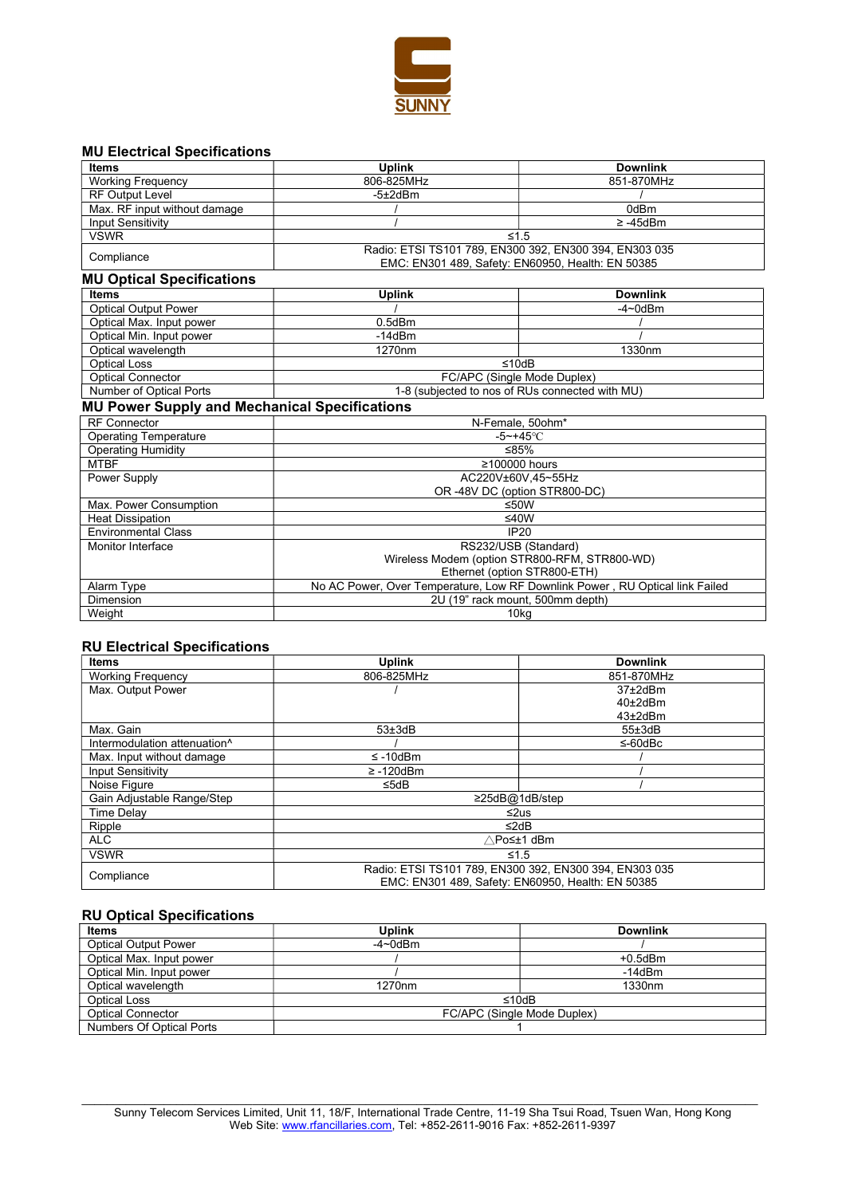SUNNY

### MU Electrical Specifications

| Items | Uplink | Downlink |
|---|---|---|
| Working Frequency | 806-825MHz | 851-870MHz |
| RF Output Level | -5±2dBm | / |
| Max. RF input without damage | / | 0dBm |
| Input Sensitivity | / | ≥ -45dBm |
| VSWR | ≤1.5 | |
| Compliance | Radio: ETSI TS101 789, EN300 392, EN300 394, EN303 035<br>EMC: EN301 489, Safety: EN60950, Health: EN 50385 | |

### MU Optical Specifications

| Items | Uplink | Downlink |
|---|---|---|
| Optical Output Power | / | -4~0dBm |
| Optical Max. Input power | 0.5dBm | / |
| Optical Min. Input power | -14dBm | / |
| Optical wavelength | 1270nm | 1330nm |
| Optical Loss | ≤10dB | |
| Optical Connector | FC/APC (Single Mode Duplex) | |
| Number of Optical Ports | 1-8 (subjected to nos of RUs connected with MU) | |

### MU Power Supply and Mechanical Specifications

| | |
|---|---|
| RF Connector | N-Female, 50ohm* |
| Operating Temperature | -5~+45℃ |
| Operating Humidity | ≤85% |
| MTBF | ≥100000 hours |
| Power Supply | AC220V±60V,45~55Hz<br>OR -48V DC (option STR800-DC) |
| Max. Power Consumption | ≤50W |
| Heat Dissipation | ≤40W |
| Environmental Class | IP20 |
| Monitor Interface | RS232/USB (Standard)<br>Wireless Modem (option STR800-RFM, STR800-WD)<br>Ethernet (option STR800-ETH) |
| Alarm Type | No AC Power, Over Temperature, Low RF Downlink Power , RU Optical link Failed |
| Dimension | 2U (19" rack mount, 500mm depth) |
| Weight | 10kg |

### RU Electrical Specifications

| Items | Uplink | Downlink |
|---|---|---|
| Working Frequency | 806-825MHz | 851-870MHz |
| Max. Output Power | / | 37±2dBm<br>40±2dBm<br>43±2dBm |
| Max. Gain | 53±3dB | 55±3dB |
| Intermodulation attenuation^ | / | ≤-60dBc |
| Max. Input without damage | ≤ -10dBm | / |
| Input Sensitivity | ≥ -120dBm | / |
| Noise Figure | ≤5dB | / |
| Gain Adjustable Range/Step | ≥25dB@1dB/step | |
| Time Delay | ≤2us | |
| Ripple | ≤2dB | |
| ALC | △Po≤±1 dBm | |
| VSWR | ≤1.5 | |
| Compliance | Radio: ETSI TS101 789, EN300 392, EN300 394, EN303 035<br>EMC: EN301 489, Safety: EN60950, Health: EN 50385 | |

### RU Optical Specifications

| Items | Uplink | Downlink |
|---|---|---|
| Optical Output Power | -4~0dBm | / |
| Optical Max. Input power | / | +0.5dBm |
| Optical Min. Input power | / | -14dBm |
| Optical wavelength | 1270nm | 1330nm |
| Optical Loss | ≤10dB | |
| Optical Connector | FC/APC (Single Mode Duplex) | |
| Numbers Of Optical Ports | 1 | |

Sunny Telecom Services Limited, Unit 11, 18/F, International Trade Centre, 11-19 Sha Tsui Road, Tsuen Wan, Hong Kong
Web Site: www.rfancillaries.com, Tel: +852-2611-9016 Fax: +852-2611-9397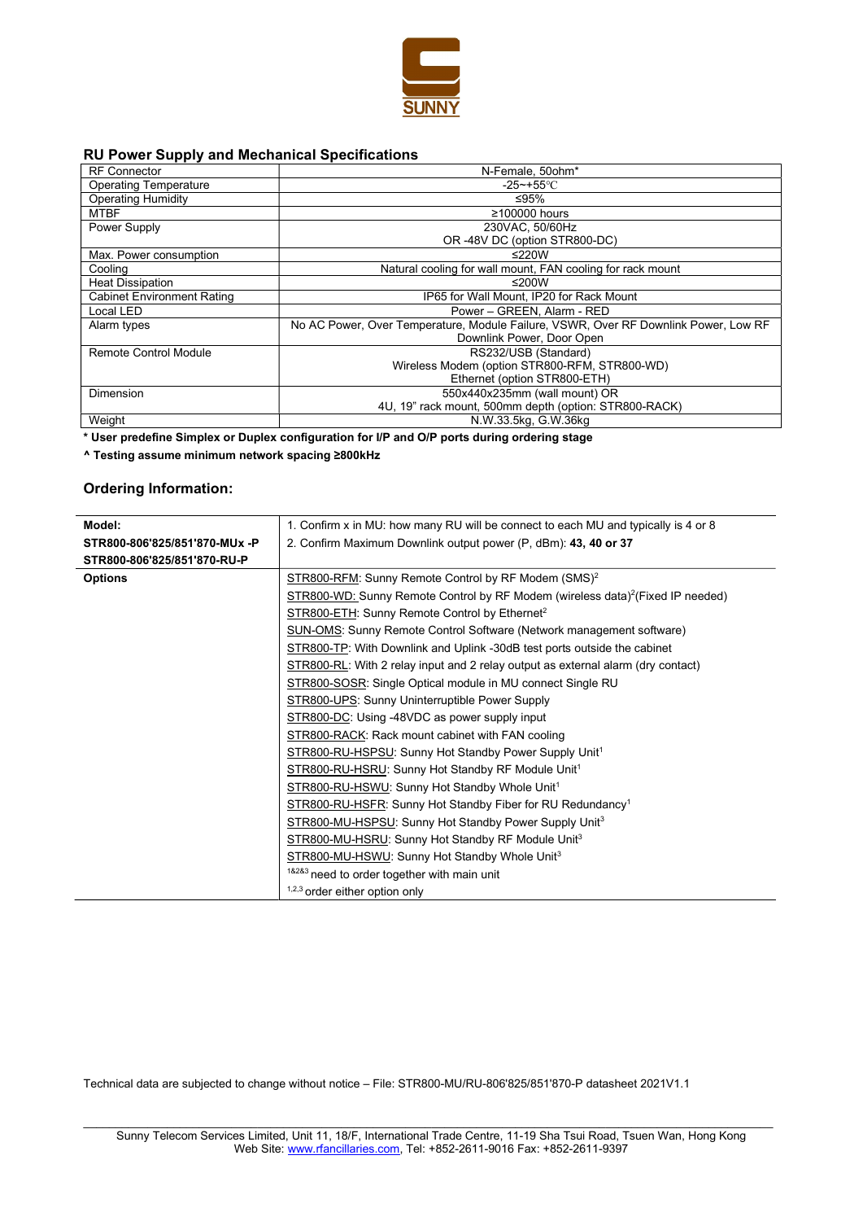## RU Power Supply and Mechanical Specifications

| | |
|---|---|
| RF Connector | N-Female, 50ohm* |
| Operating Temperature | -25~+55℃ |
| Operating Humidity | ≤95% |
| MTBF | ≥100000 hours |
| Power Supply | 230VAC, 50/60Hz<br>OR -48V DC (option STR800-DC) |
| Max. Power consumption | ≤220W |
| Cooling | Natural cooling for wall mount, FAN cooling for rack mount |
| Heat Dissipation | ≤200W |
| Cabinet Environment Rating | IP65 for Wall Mount, IP20 for Rack Mount |
| Local LED | Power – GREEN, Alarm - RED |
| Alarm types | No AC Power, Over Temperature, Module Failure, VSWR, Over RF Downlink Power, Low RF Downlink Power, Door Open |
| Remote Control Module | RS232/USB (Standard)<br>Wireless Modem (option STR800-RFM, STR800-WD)<br>Ethernet (option STR800-ETH) |
| Dimension | 550x440x235mm (wall mount) OR<br>4U, 19" rack mount, 500mm depth (option: STR800-RACK) |
| Weight | N.W.33.5kg, G.W.36kg |

**\* User predefine Simplex or Duplex configuration for I/P and O/P ports during ordering stage**

**^ Testing assume minimum network spacing ≥800kHz**

## Ordering Information:

| | |
|---|---|
| **Model:**<br>**STR800-806'825/851'870-MUx -P**<br>**STR800-806'825/851'870-RU-P** | 1. Confirm x in MU: how many RU will be connect to each MU and typically is 4 or 8<br>2. Confirm Maximum Downlink output power (P, dBm): **43, 40 or 37** |
| **Options** | STR800-RFM: Sunny Remote Control by RF Modem (SMS)[2]<br>STR800-WD: Sunny Remote Control by RF Modem (wireless data)[2](Fixed IP needed)<br>STR800-ETH: Sunny Remote Control by Ethernet[2]<br>SUN-OMS: Sunny Remote Control Software (Network management software)<br>STR800-TP: With Downlink and Uplink -30dB test ports outside the cabinet<br>STR800-RL: With 2 relay input and 2 relay output as external alarm (dry contact)<br>STR800-SOSR: Single Optical module in MU connect Single RU<br>STR800-UPS: Sunny Uninterruptible Power Supply<br>STR800-DC: Using -48VDC as power supply input<br>STR800-RACK: Rack mount cabinet with FAN cooling<br>STR800-RU-HSPSU: Sunny Hot Standby Power Supply Unit[1]<br>STR800-RU-HSRU: Sunny Hot Standby RF Module Unit[1]<br>STR800-RU-HSWU: Sunny Hot Standby Whole Unit[1]<br>STR800-RU-HSFR: Sunny Hot Standby Fiber for RU Redundancy[1]<br>STR800-MU-HSPSU: Sunny Hot Standby Power Supply Unit[3]<br>STR800-MU-HSRU: Sunny Hot Standby RF Module Unit[3]<br>STR800-MU-HSWU: Sunny Hot Standby Whole Unit[3]<br>[1&2&3] need to order together with main unit<br>[1,2,3] order either option only |

Technical data are subjected to change without notice – File: STR800-MU/RU-806'825/851'870-P datasheet 2021V1.1

Sunny Telecom Services Limited, Unit 11, 18/F, International Trade Centre, 11-19 Sha Tsui Road, Tsuen Wan, Hong Kong
Web Site: www.rfancillaries.com, Tel: +852-2611-9016 Fax: +852-2611-9397